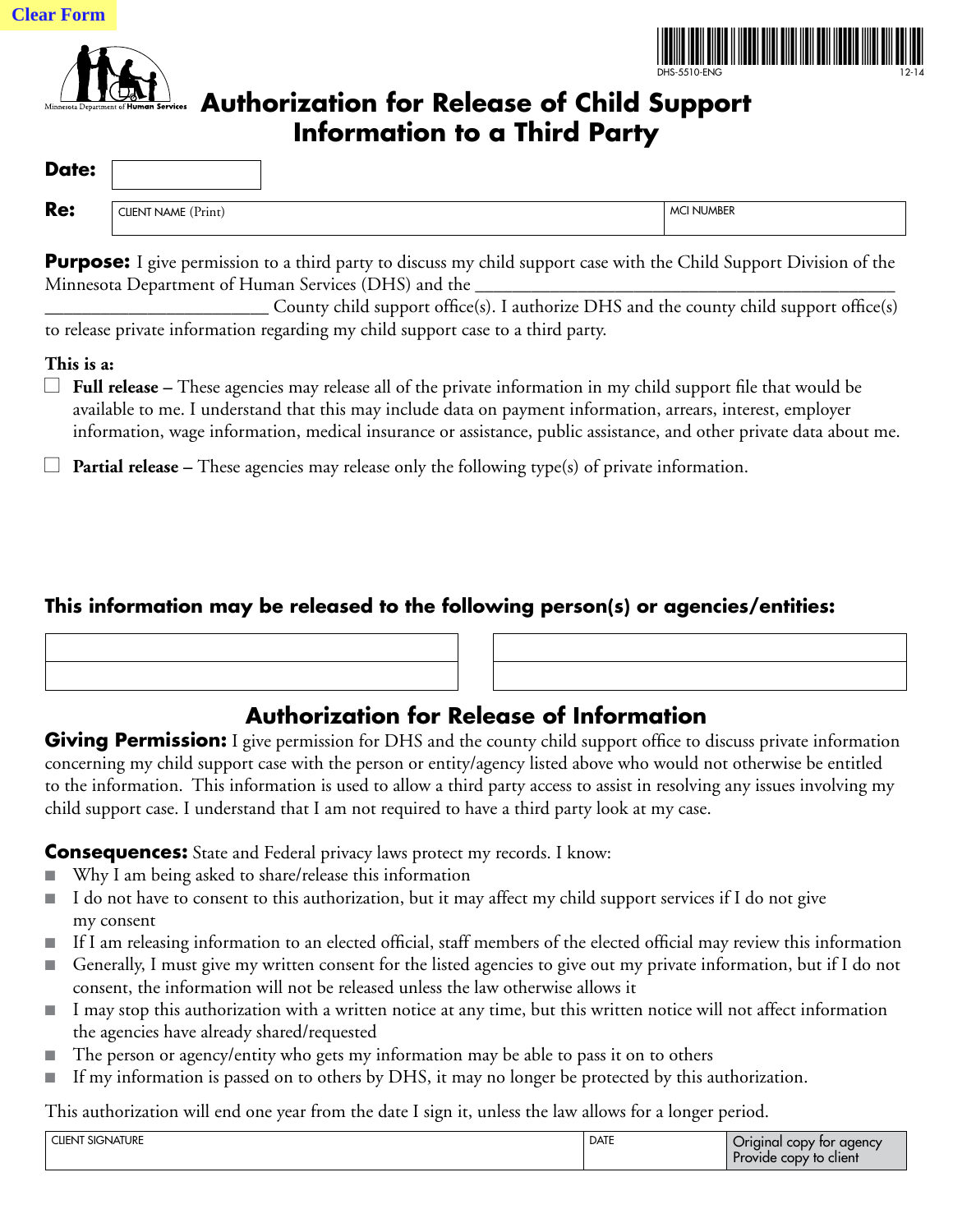Clear Form

DHS-5510-ENG 12-14

Minnesota Department of Human Services

# Authorization for Release of Child Support Information to a Third Party

**Date:**

**Re:**

| CLIENT NAME (Print) | MCI NUMBER |
|---|---|
| | |

**Purpose:** I give permission to a third party to discuss my child support case with the Child Support Division of the Minnesota Department of Human Services (DHS) and the ______________________________________________ ________________________ County child support office(s). I authorize DHS and the county child support office(s) to release private information regarding my child support case to a third party.

**This is a:**

☐ **Full release –** These agencies may release all of the private information in my child support file that would be available to me. I understand that this may include data on payment information, arrears, interest, employer information, wage information, medical insurance or assistance, public assistance, and other private data about me.

☐ **Partial release –** These agencies may release only the following type(s) of private information.

### This information may be released to the following person(s) or agencies/entities:

| | |
|---|---|
| | |
| | |

## Authorization for Release of Information

**Giving Permission:** I give permission for DHS and the county child support office to discuss private information concerning my child support case with the person or entity/agency listed above who would not otherwise be entitled to the information. This information is used to allow a third party access to assist in resolving any issues involving my child support case. I understand that I am not required to have a third party look at my case.

**Consequences:** State and Federal privacy laws protect my records. I know:

- Why I am being asked to share/release this information
- I do not have to consent to this authorization, but it may affect my child support services if I do not give my consent
- If I am releasing information to an elected official, staff members of the elected official may review this information
- Generally, I must give my written consent for the listed agencies to give out my private information, but if I do not consent, the information will not be released unless the law otherwise allows it
- I may stop this authorization with a written notice at any time, but this written notice will not affect information the agencies have already shared/requested
- The person or agency/entity who gets my information may be able to pass it on to others
- If my information is passed on to others by DHS, it may no longer be protected by this authorization.

This authorization will end one year from the date I sign it, unless the law allows for a longer period.

| CLIENT SIGNATURE | DATE | Original copy for agency<br>Provide copy to client |
|---|---|---|
| | | |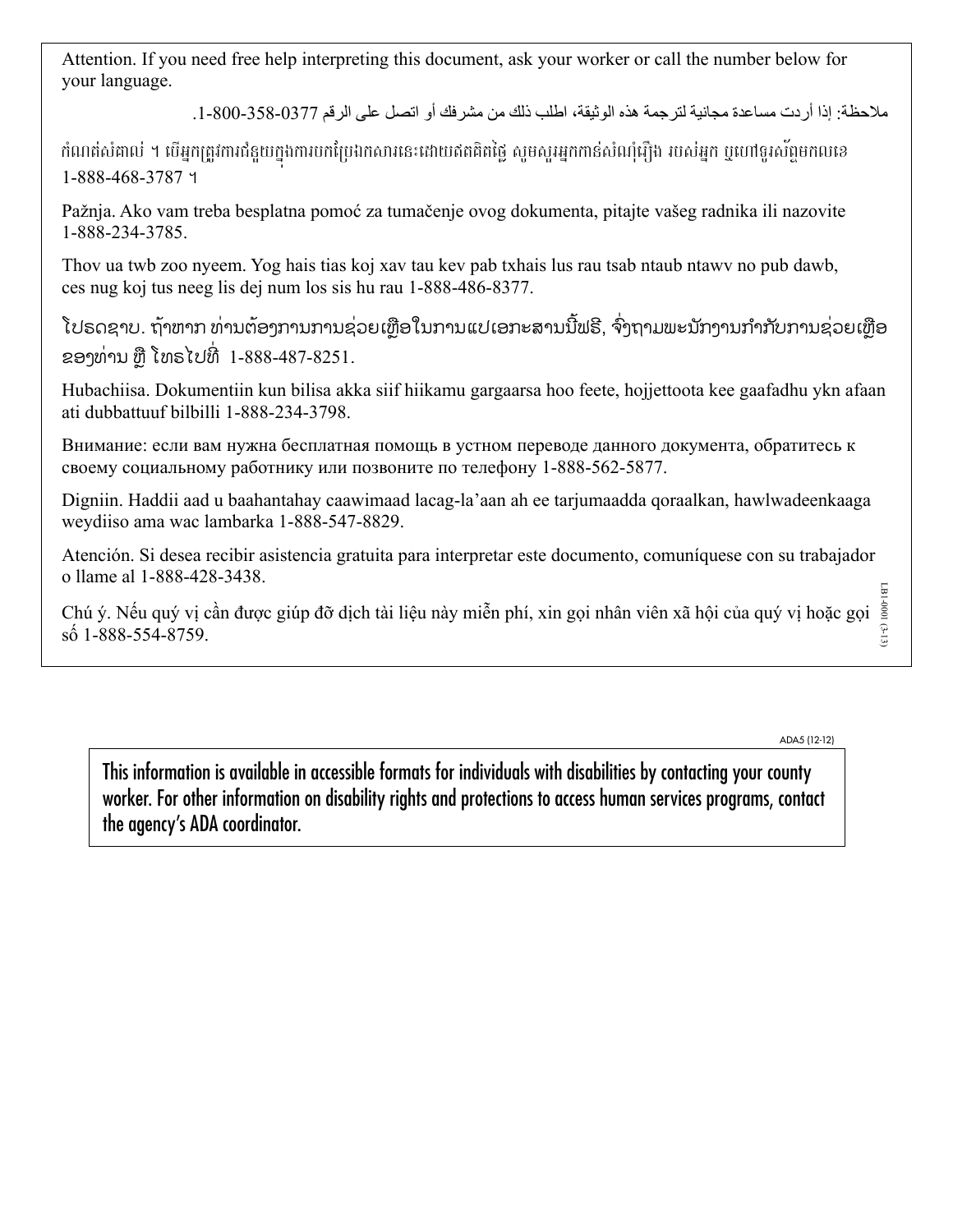Attention. If you need free help interpreting this document, ask your worker or call the number below for your language.

ملاحظة: إذا أردت مساعدة مجانية لترجمة هذه الوثيقة، اطلب ذلك من مشرفك أو اتصل على الرقم 0377-358-800-1.

កំណត់សំគាល់ ។ បើអ្នកត្រូវការជំនួយក្នុងការបកប្រែឯកសារនេះដោយឥតគិតថ្លៃ សូមសួរអ្នកកាន់សំណុំរឿង របស់អ្នក ឬហៅទូរស័ព្ទមកលេខ 1-888-468-3787 ។

Pažnja. Ako vam treba besplatna pomoć za tumačenje ovog dokumenta, pitajte vašeg radnika ili nazovite 1-888-234-3785.

Thov ua twb zoo nyeem. Yog hais tias koj xav tau kev pab txhais lus rau tsab ntaub ntawv no pub dawb, ces nug koj tus neeg lis dej num los sis hu rau 1-888-486-8377.

ໂປຣດຊາບ. ຖ້າຫາກ ທ່ານຕ້ອງການການຊ່ວຍເຫຼືອໃນການແປເອກະສານນີ້ຟຣີ, ຈົ່ງຖາມພະນັກງານກຳກັບການຊ່ວຍເຫຼືອ ຂອງທ່ານ ຫຼື ໂທຣໄປທີ່ 1-888-487-8251.

Hubachiisa. Dokumentiin kun bilisa akka siif hiikamu gargaarsa hoo feete, hojjettoota kee gaafadhu ykn afaan ati dubbattuuf bilbilli 1-888-234-3798.

Внимание: если вам нужна бесплатная помощь в устном переводе данного документа, обратитесь к своему социальному работнику или позвоните по телефону 1-888-562-5877.

Digniin. Haddii aad u baahantahay caawimaad lacag-la'aan ah ee tarjumaadda qoraalkan, hawlwadeenkaaga weydiiso ama wac lambarka 1-888-547-8829.

Atención. Si desea recibir asistencia gratuita para interpretar este documento, comuníquese con su trabajador o llame al 1-888-428-3438.

Chú ý. Nếu quý vị cần được giúp đỡ dịch tài liệu này miễn phí, xin gọi nhân viên xã hội của quý vị hoặc gọi số 1-888-554-8759.

LB1-0001 (3-13)

ADA5 (12-12)

This information is available in accessible formats for individuals with disabilities by contacting your county worker. For other information on disability rights and protections to access human services programs, contact the agency's ADA coordinator.